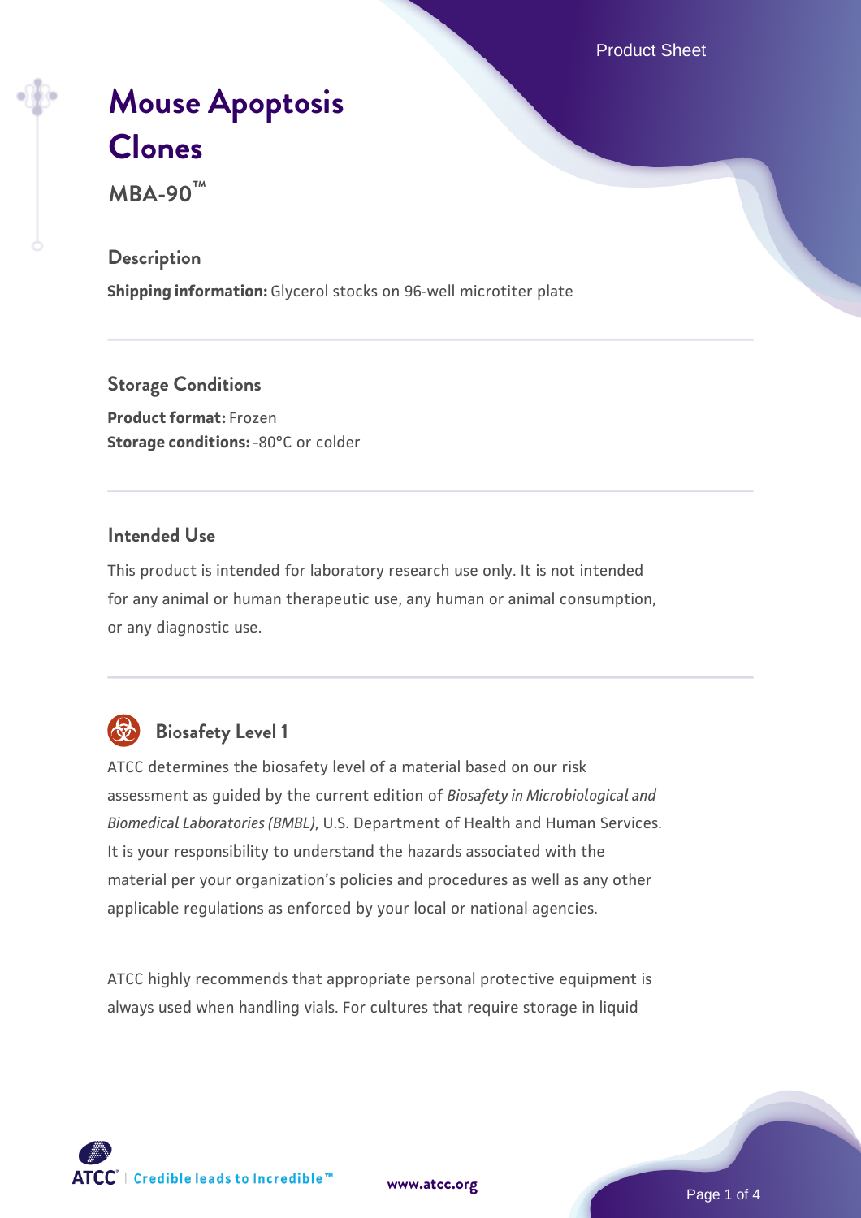# Mouse Apoptosis Clones

**MBA-90™**

## Description

**Shipping information:** Glycerol stocks on 96-well microtiter plate

## Storage Conditions

**Product format:** Frozen
**Storage conditions:** -80°C or colder

## Intended Use

This product is intended for laboratory research use only. It is not intended for any animal or human therapeutic use, any human or animal consumption, or any diagnostic use.

## Biosafety Level 1

ATCC determines the biosafety level of a material based on our risk assessment as guided by the current edition of *Biosafety in Microbiological and Biomedical Laboratories (BMBL)*, U.S. Department of Health and Human Services. It is your responsibility to understand the hazards associated with the material per your organization's policies and procedures as well as any other applicable regulations as enforced by your local or national agencies.

ATCC highly recommends that appropriate personal protective equipment is always used when handling vials. For cultures that require storage in liquid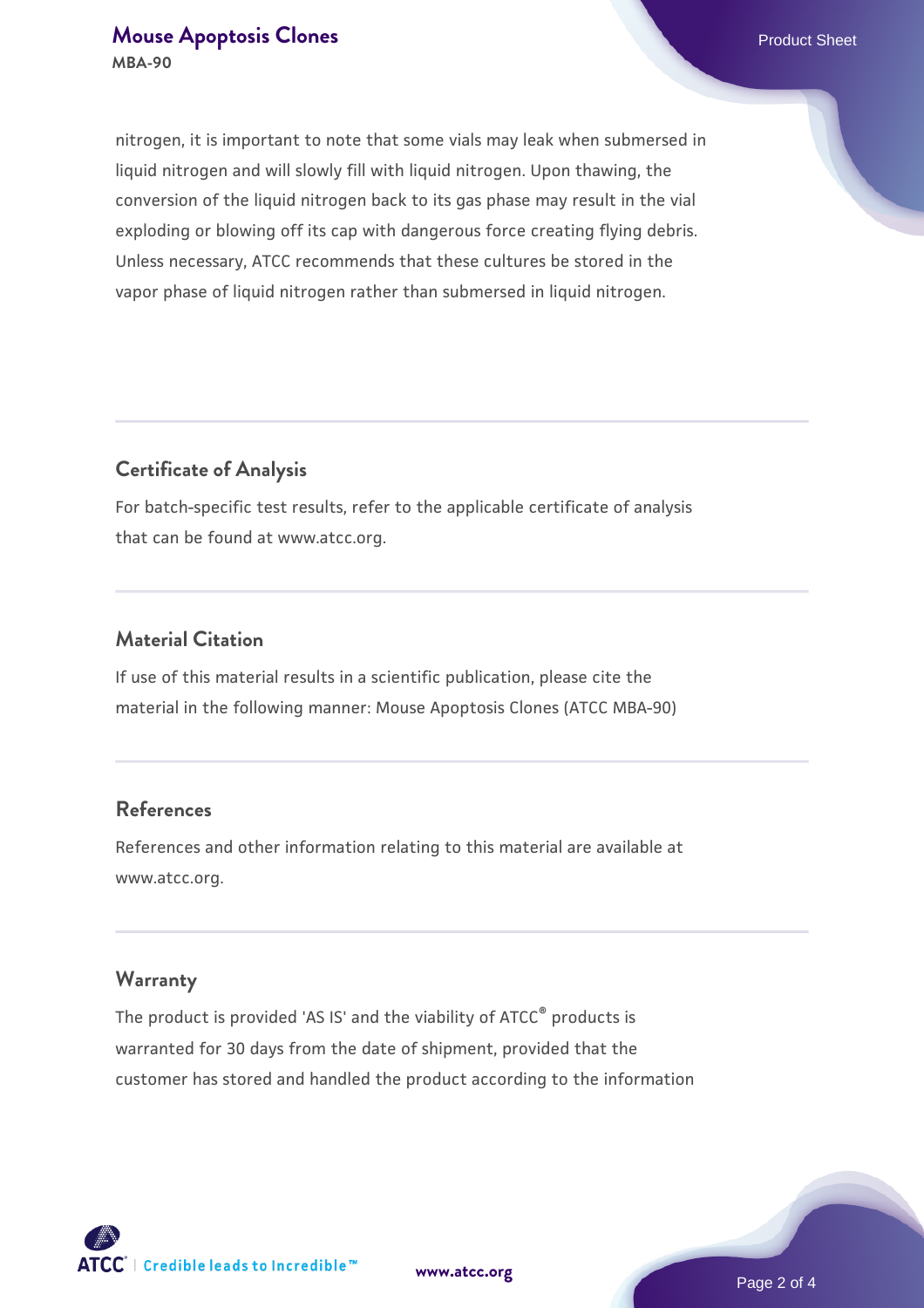nitrogen, it is important to note that some vials may leak when submersed in liquid nitrogen and will slowly fill with liquid nitrogen. Upon thawing, the conversion of the liquid nitrogen back to its gas phase may result in the vial exploding or blowing off its cap with dangerous force creating flying debris. Unless necessary, ATCC recommends that these cultures be stored in the vapor phase of liquid nitrogen rather than submersed in liquid nitrogen.

## Certificate of Analysis

For batch-specific test results, refer to the applicable certificate of analysis that can be found at www.atcc.org.

## Material Citation

If use of this material results in a scientific publication, please cite the material in the following manner: Mouse Apoptosis Clones (ATCC MBA-90)

## References

References and other information relating to this material are available at www.atcc.org.

## Warranty

The product is provided 'AS IS' and the viability of ATCC® products is warranted for 30 days from the date of shipment, provided that the customer has stored and handled the product according to the information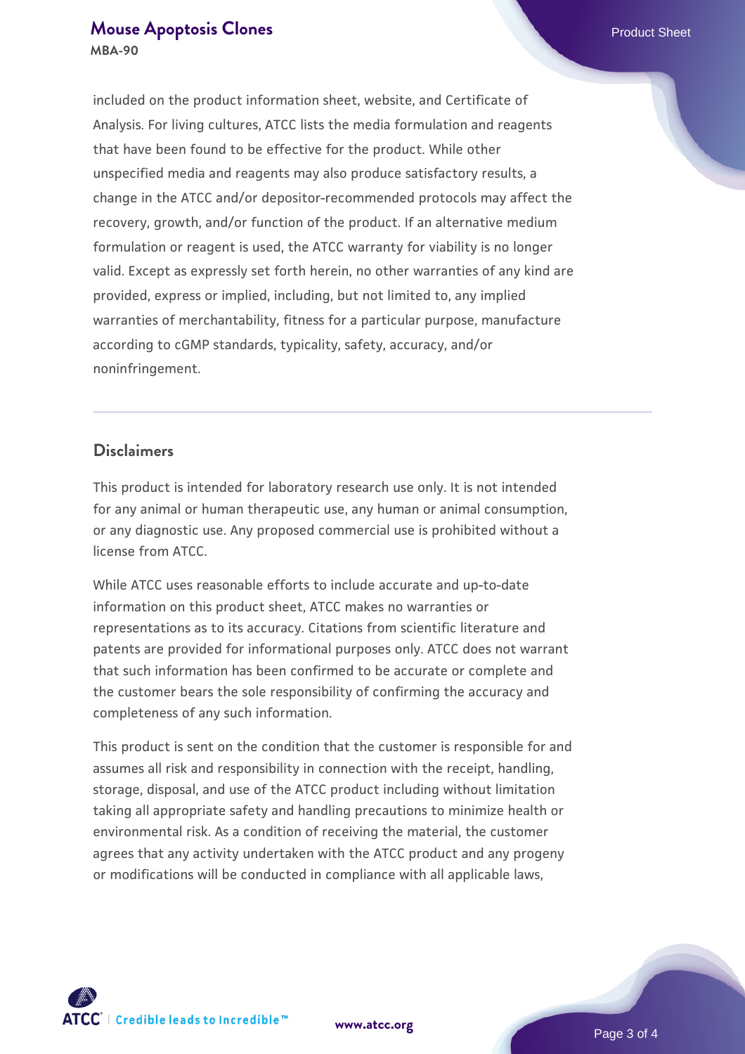included on the product information sheet, website, and Certificate of Analysis. For living cultures, ATCC lists the media formulation and reagents that have been found to be effective for the product. While other unspecified media and reagents may also produce satisfactory results, a change in the ATCC and/or depositor-recommended protocols may affect the recovery, growth, and/or function of the product. If an alternative medium formulation or reagent is used, the ATCC warranty for viability is no longer valid. Except as expressly set forth herein, no other warranties of any kind are provided, express or implied, including, but not limited to, any implied warranties of merchantability, fitness for a particular purpose, manufacture according to cGMP standards, typicality, safety, accuracy, and/or noninfringement.

## Disclaimers

This product is intended for laboratory research use only. It is not intended for any animal or human therapeutic use, any human or animal consumption, or any diagnostic use. Any proposed commercial use is prohibited without a license from ATCC.

While ATCC uses reasonable efforts to include accurate and up-to-date information on this product sheet, ATCC makes no warranties or representations as to its accuracy. Citations from scientific literature and patents are provided for informational purposes only. ATCC does not warrant that such information has been confirmed to be accurate or complete and the customer bears the sole responsibility of confirming the accuracy and completeness of any such information.

This product is sent on the condition that the customer is responsible for and assumes all risk and responsibility in connection with the receipt, handling, storage, disposal, and use of the ATCC product including without limitation taking all appropriate safety and handling precautions to minimize health or environmental risk. As a condition of receiving the material, the customer agrees that any activity undertaken with the ATCC product and any progeny or modifications will be conducted in compliance with all applicable laws,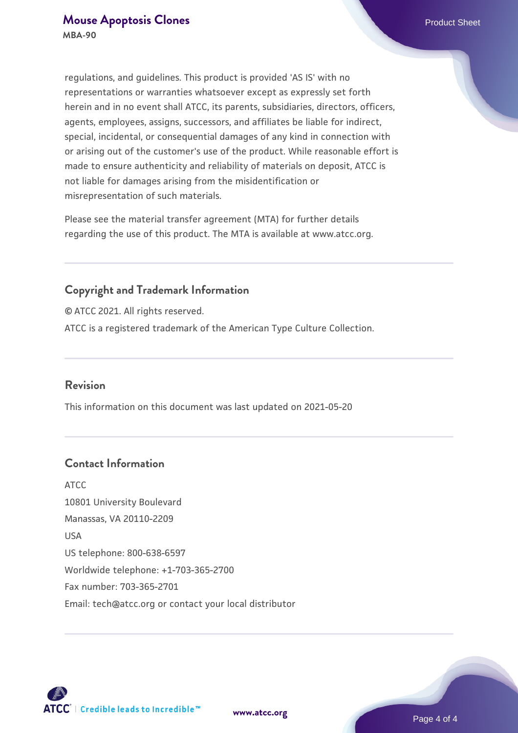regulations, and guidelines. This product is provided 'AS IS' with no representations or warranties whatsoever except as expressly set forth herein and in no event shall ATCC, its parents, subsidiaries, directors, officers, agents, employees, assigns, successors, and affiliates be liable for indirect, special, incidental, or consequential damages of any kind in connection with or arising out of the customer's use of the product. While reasonable effort is made to ensure authenticity and reliability of materials on deposit, ATCC is not liable for damages arising from the misidentification or misrepresentation of such materials.

Please see the material transfer agreement (MTA) for further details regarding the use of this product. The MTA is available at www.atcc.org.

## Copyright and Trademark Information

© ATCC 2021. All rights reserved.

ATCC is a registered trademark of the American Type Culture Collection.

## Revision

This information on this document was last updated on 2021-05-20

## Contact Information

ATCC
10801 University Boulevard
Manassas, VA 20110-2209
USA
US telephone: 800-638-6597
Worldwide telephone: +1-703-365-2700
Fax number: 703-365-2701
Email: tech@atcc.org or contact your local distributor